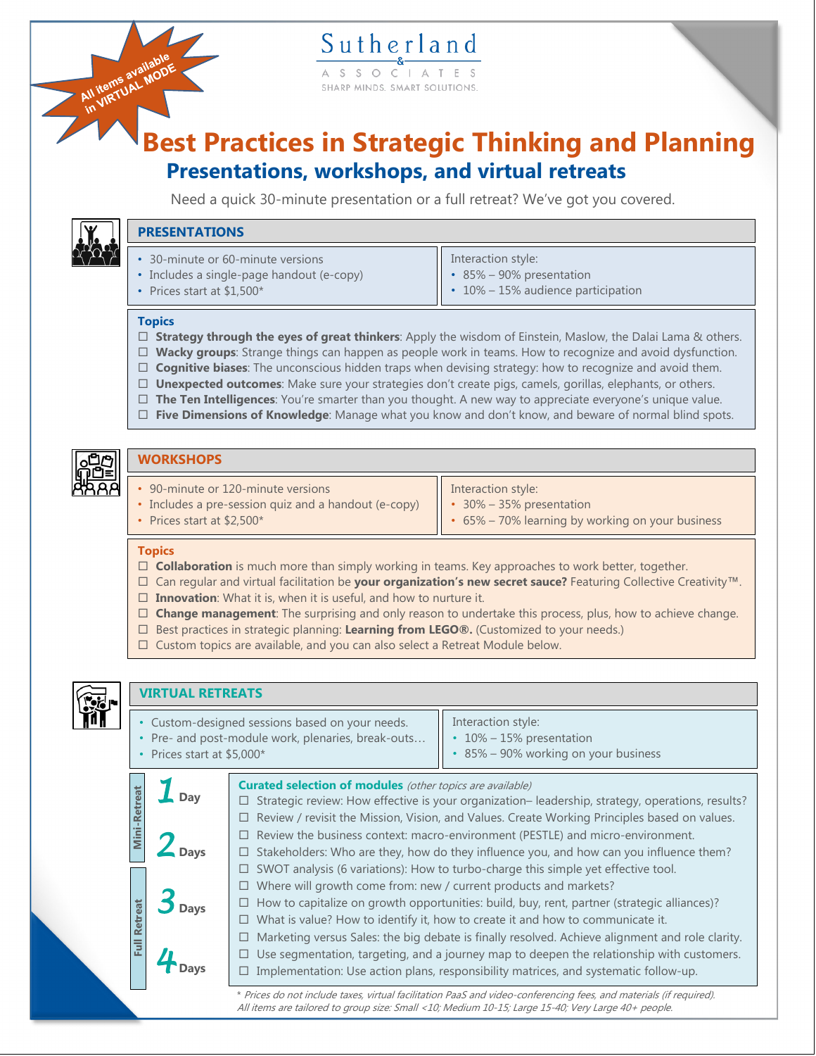All items available in VIRTUAL MODE

Sutherland & Associates
SHARP MINDS. SMART SOLUTIONS.

# Best Practices in Strategic Thinking and Planning

## Presentations, workshops, and virtual retreats

Need a quick 30-minute presentation or a full retreat? We've got you covered.

## PRESENTATIONS

- 30-minute or 60-minute versions
- Includes a single-page handout (e-copy)
- Prices start at $1,500*

Interaction style:
- 85% – 90% presentation
- 10% – 15% audience participation

**Topics**

- ☐ **Strategy through the eyes of great thinkers**: Apply the wisdom of Einstein, Maslow, the Dalai Lama & others.
- ☐ **Wacky groups**: Strange things can happen as people work in teams. How to recognize and avoid dysfunction.
- ☐ **Cognitive biases**: The unconscious hidden traps when devising strategy: how to recognize and avoid them.
- ☐ **Unexpected outcomes**: Make sure your strategies don't create pigs, camels, gorillas, elephants, or others.
- ☐ **The Ten Intelligences**: You're smarter than you thought. A new way to appreciate everyone's unique value.
- ☐ **Five Dimensions of Knowledge**: Manage what you know and don't know, and beware of normal blind spots.

## WORKSHOPS

- 90-minute or 120-minute versions
- Includes a pre-session quiz and a handout (e-copy)
- Prices start at $2,500*

Interaction style:
- 30% – 35% presentation
- 65% – 70% learning by working on your business

**Topics**

- ☐ **Collaboration** is much more than simply working in teams. Key approaches to work better, together.
- ☐ Can regular and virtual facilitation be **your organization's new secret sauce?** Featuring Collective Creativity™.
- ☐ **Innovation**: What it is, when it is useful, and how to nurture it.
- ☐ **Change management**: The surprising and only reason to undertake this process, plus, how to achieve change.
- ☐ Best practices in strategic planning: **Learning from LEGO®.** (Customized to your needs.)
- ☐ Custom topics are available, and you can also select a Retreat Module below.

## VIRTUAL RETREATS

- Custom-designed sessions based on your needs.
- Pre- and post-module work, plenaries, break-outs…
- Prices start at $5,000*

Interaction style:
- 10% – 15% presentation
- 85% – 90% working on your business

Mini-Retreat: 1 Day, 2 Days
Full Retreat: 3 Days, 4 Days

**Curated selection of modules** *(other topics are available)*

- ☐ Strategic review: How effective is your organization– leadership, strategy, operations, results?
- ☐ Review / revisit the Mission, Vision, and Values. Create Working Principles based on values.
- ☐ Review the business context: macro-environment (PESTLE) and micro-environment.
- ☐ Stakeholders: Who are they, how do they influence you, and how can you influence them?
- ☐ SWOT analysis (6 variations): How to turbo-charge this simple yet effective tool.
- ☐ Where will growth come from: new / current products and markets?
- ☐ How to capitalize on growth opportunities: build, buy, rent, partner (strategic alliances)?
- ☐ What is value? How to identify it, how to create it and how to communicate it.
- ☐ Marketing versus Sales: the big debate is finally resolved. Achieve alignment and role clarity.
- ☐ Use segmentation, targeting, and a journey map to deepen the relationship with customers.
- ☐ Implementation: Use action plans, responsibility matrices, and systematic follow-up.

*\* Prices do not include taxes, virtual facilitation PaaS and video-conferencing fees, and materials (if required).*
*All items are tailored to group size: Small <10; Medium 10-15; Large 15-40; Very Large 40+ people.*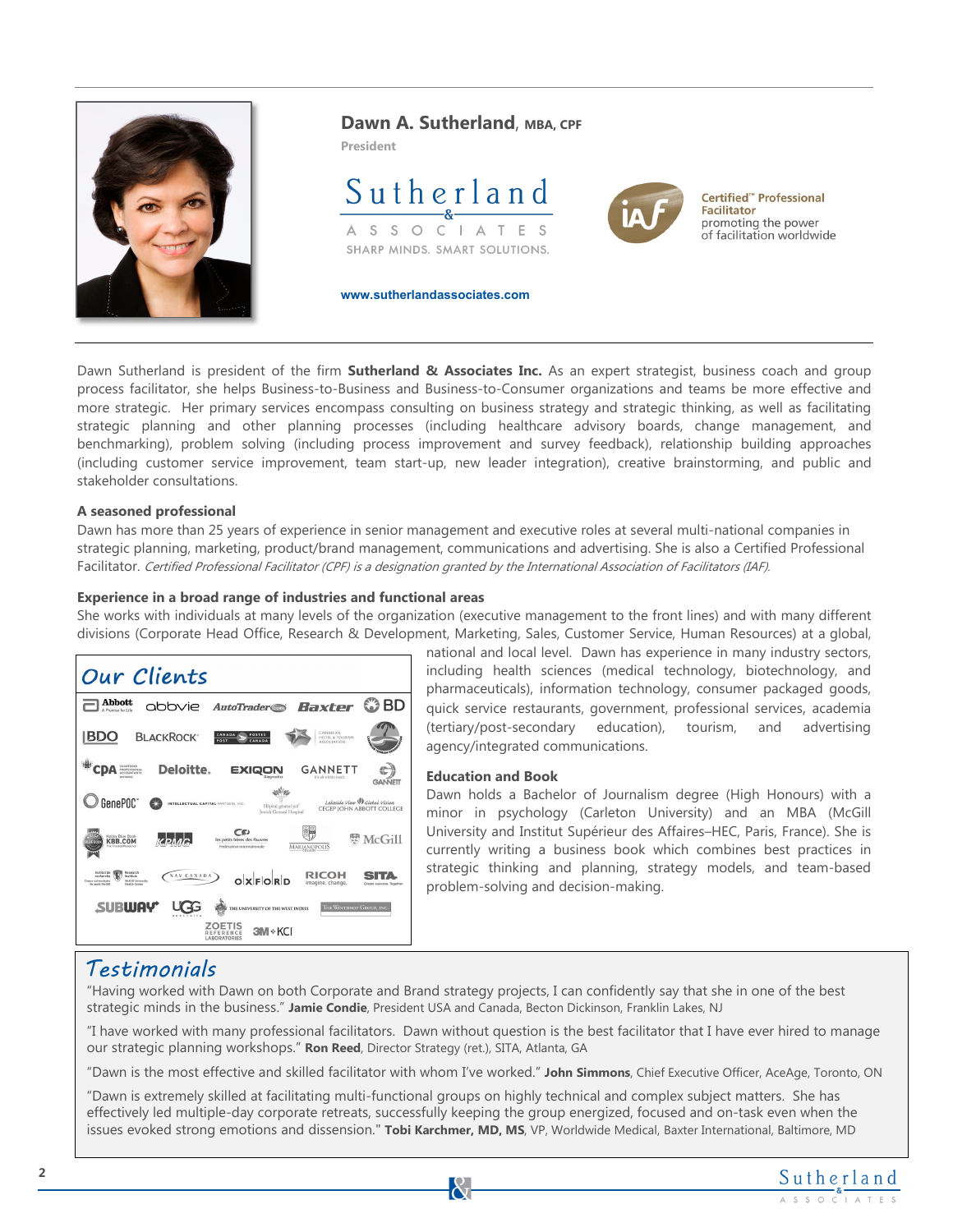## Dawn A. Sutherland, MBA, CPF

President

Sutherland & Associates — SHARP MINDS. SMART SOLUTIONS.

Certified™ Professional Facilitator — promoting the power of facilitation worldwide

www.sutherlandassociates.com

Dawn Sutherland is president of the firm **Sutherland & Associates Inc.** As an expert strategist, business coach and group process facilitator, she helps Business-to-Business and Business-to-Consumer organizations and teams be more effective and more strategic. Her primary services encompass consulting on business strategy and strategic thinking, as well as facilitating strategic planning and other planning processes (including healthcare advisory boards, change management, and benchmarking), problem solving (including process improvement and survey feedback), relationship building approaches (including customer service improvement, team start-up, new leader integration), creative brainstorming, and public and stakeholder consultations.

**A seasoned professional**

Dawn has more than 25 years of experience in senior management and executive roles at several multi-national companies in strategic planning, marketing, product/brand management, communications and advertising. She is also a Certified Professional Facilitator. *Certified Professional Facilitator (CPF) is a designation granted by the International Association of Facilitators (IAF).*

**Experience in a broad range of industries and functional areas**

She works with individuals at many levels of the organization (executive management to the front lines) and with many different divisions (Corporate Head Office, Research & Development, Marketing, Sales, Customer Service, Human Resources) at a global, national and local level. Dawn has experience in many industry sectors, including health sciences (medical technology, biotechnology, and pharmaceuticals), information technology, consumer packaged goods, quick service restaurants, government, professional services, academia (tertiary/post-secondary education), tourism, and advertising agency/integrated communications.

**Education and Book**

Dawn holds a Bachelor of Journalism degree (High Honours) with a minor in psychology (Carleton University) and an MBA (McGill University and Institut Supérieur des Affaires–HEC, Paris, France). She is currently writing a business book which combines best practices in strategic thinking and planning, strategy models, and team-based problem-solving and decision-making.

## Our Clients

Abbott, abbvie, AutoTrader.com, Baxter, BD, BDO, BlackRock, Canada Post, Caribbean Hotel & Tourism Association, CPA, Deloitte, Exiqon, Gannett, GenePOC, Intellectual Capital Partners Inc., Hôpital général juif / Jewish General Hospital, Lakeside View Global Vision CEGEP John Abbott College, Kelley Blue Book KBB.com, KPMG, Les petits frères des Pauvres, Marianopolis College, McGill, Research Institute McGill University Health Centre, NAV CANADA, OXFORD, RICOH, SITA, SUBWAY, UGG, The University of the West Indies, The Winthrop Group, Inc., Zoetis Reference Laboratories, 3M+KCI

## Testimonials

"Having worked with Dawn on both Corporate and Brand strategy projects, I can confidently say that she in one of the best strategic minds in the business." **Jamie Condie**, President USA and Canada, Becton Dickinson, Franklin Lakes, NJ

"I have worked with many professional facilitators. Dawn without question is the best facilitator that I have ever hired to manage our strategic planning workshops." **Ron Reed**, Director Strategy (ret.), SITA, Atlanta, GA

"Dawn is the most effective and skilled facilitator with whom I've worked." **John Simmons**, Chief Executive Officer, AceAge, Toronto, ON

"Dawn is extremely skilled at facilitating multi-functional groups on highly technical and complex subject matters. She has effectively led multiple-day corporate retreats, successfully keeping the group energized, focused and on-task even when the issues evoked strong emotions and dissension." **Tobi Karchmer, MD, MS**, VP, Worldwide Medical, Baxter International, Baltimore, MD